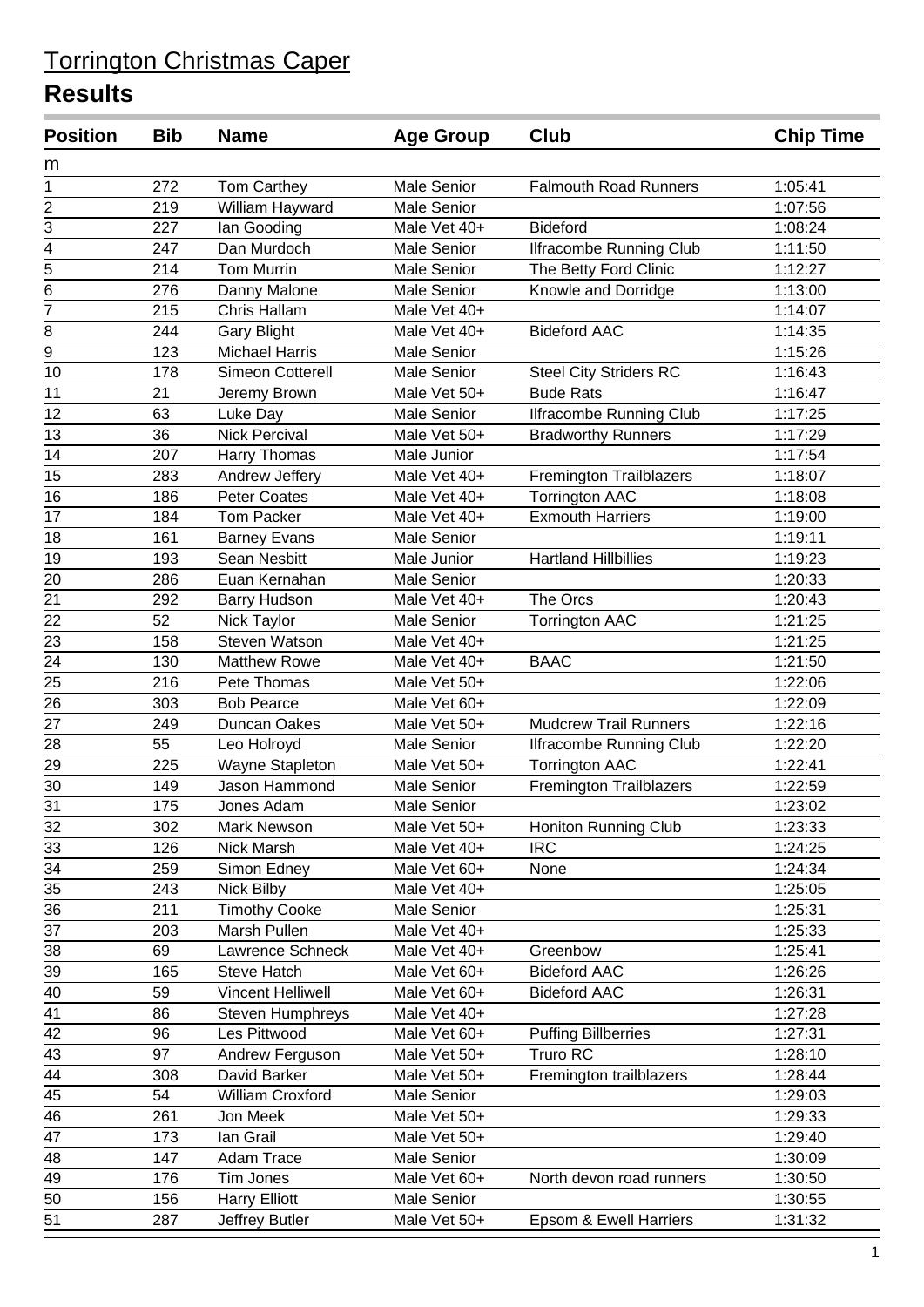# Torrington Christmas Caper

## Results

| Position | Bib | Name | Age Group | Club | Chip Time |
|---|---|---|---|---|---|
| m | | | | | |
| 1 | 272 | Tom Carthey | Male Senior | Falmouth Road Runners | 1:05:41 |
| 2 | 219 | William Hayward | Male Senior | | 1:07:56 |
| 3 | 227 | Ian Gooding | Male Vet 40+ | Bideford | 1:08:24 |
| 4 | 247 | Dan Murdoch | Male Senior | Ilfracombe Running Club | 1:11:50 |
| 5 | 214 | Tom Murrin | Male Senior | The Betty Ford Clinic | 1:12:27 |
| 6 | 276 | Danny Malone | Male Senior | Knowle and Dorridge | 1:13:00 |
| 7 | 215 | Chris Hallam | Male Vet 40+ | | 1:14:07 |
| 8 | 244 | Gary Blight | Male Vet 40+ | Bideford AAC | 1:14:35 |
| 9 | 123 | Michael Harris | Male Senior | | 1:15:26 |
| 10 | 178 | Simeon Cotterell | Male Senior | Steel City Striders RC | 1:16:43 |
| 11 | 21 | Jeremy Brown | Male Vet 50+ | Bude Rats | 1:16:47 |
| 12 | 63 | Luke Day | Male Senior | Ilfracombe Running Club | 1:17:25 |
| 13 | 36 | Nick Percival | Male Vet 50+ | Bradworthy Runners | 1:17:29 |
| 14 | 207 | Harry Thomas | Male Junior | | 1:17:54 |
| 15 | 283 | Andrew Jeffery | Male Vet 40+ | Fremington Trailblazers | 1:18:07 |
| 16 | 186 | Peter Coates | Male Vet 40+ | Torrington AAC | 1:18:08 |
| 17 | 184 | Tom Packer | Male Vet 40+ | Exmouth Harriers | 1:19:00 |
| 18 | 161 | Barney Evans | Male Senior | | 1:19:11 |
| 19 | 193 | Sean Nesbitt | Male Junior | Hartland Hillbillies | 1:19:23 |
| 20 | 286 | Euan Kernahan | Male Senior | | 1:20:33 |
| 21 | 292 | Barry Hudson | Male Vet 40+ | The Orcs | 1:20:43 |
| 22 | 52 | Nick Taylor | Male Senior | Torrington AAC | 1:21:25 |
| 23 | 158 | Steven Watson | Male Vet 40+ | | 1:21:25 |
| 24 | 130 | Matthew Rowe | Male Vet 40+ | BAAC | 1:21:50 |
| 25 | 216 | Pete Thomas | Male Vet 50+ | | 1:22:06 |
| 26 | 303 | Bob Pearce | Male Vet 60+ | | 1:22:09 |
| 27 | 249 | Duncan Oakes | Male Vet 50+ | Mudcrew Trail Runners | 1:22:16 |
| 28 | 55 | Leo Holroyd | Male Senior | Ilfracombe Running Club | 1:22:20 |
| 29 | 225 | Wayne Stapleton | Male Vet 50+ | Torrington AAC | 1:22:41 |
| 30 | 149 | Jason Hammond | Male Senior | Fremington Trailblazers | 1:22:59 |
| 31 | 175 | Jones Adam | Male Senior | | 1:23:02 |
| 32 | 302 | Mark Newson | Male Vet 50+ | Honiton Running Club | 1:23:33 |
| 33 | 126 | Nick Marsh | Male Vet 40+ | IRC | 1:24:25 |
| 34 | 259 | Simon Edney | Male Vet 60+ | None | 1:24:34 |
| 35 | 243 | Nick Bilby | Male Vet 40+ | | 1:25:05 |
| 36 | 211 | Timothy Cooke | Male Senior | | 1:25:31 |
| 37 | 203 | Marsh Pullen | Male Vet 40+ | | 1:25:33 |
| 38 | 69 | Lawrence Schneck | Male Vet 40+ | Greenbow | 1:25:41 |
| 39 | 165 | Steve Hatch | Male Vet 60+ | Bideford AAC | 1:26:26 |
| 40 | 59 | Vincent Helliwell | Male Vet 60+ | Bideford AAC | 1:26:31 |
| 41 | 86 | Steven Humphreys | Male Vet 40+ | | 1:27:28 |
| 42 | 96 | Les Pittwood | Male Vet 60+ | Puffing Billberries | 1:27:31 |
| 43 | 97 | Andrew Ferguson | Male Vet 50+ | Truro RC | 1:28:10 |
| 44 | 308 | David Barker | Male Vet 50+ | Fremington trailblazers | 1:28:44 |
| 45 | 54 | William Croxford | Male Senior | | 1:29:03 |
| 46 | 261 | Jon Meek | Male Vet 50+ | | 1:29:33 |
| 47 | 173 | Ian Grail | Male Vet 50+ | | 1:29:40 |
| 48 | 147 | Adam Trace | Male Senior | | 1:30:09 |
| 49 | 176 | Tim Jones | Male Vet 60+ | North devon road runners | 1:30:50 |
| 50 | 156 | Harry Elliott | Male Senior | | 1:30:55 |
| 51 | 287 | Jeffrey Butler | Male Vet 50+ | Epsom & Ewell Harriers | 1:31:32 |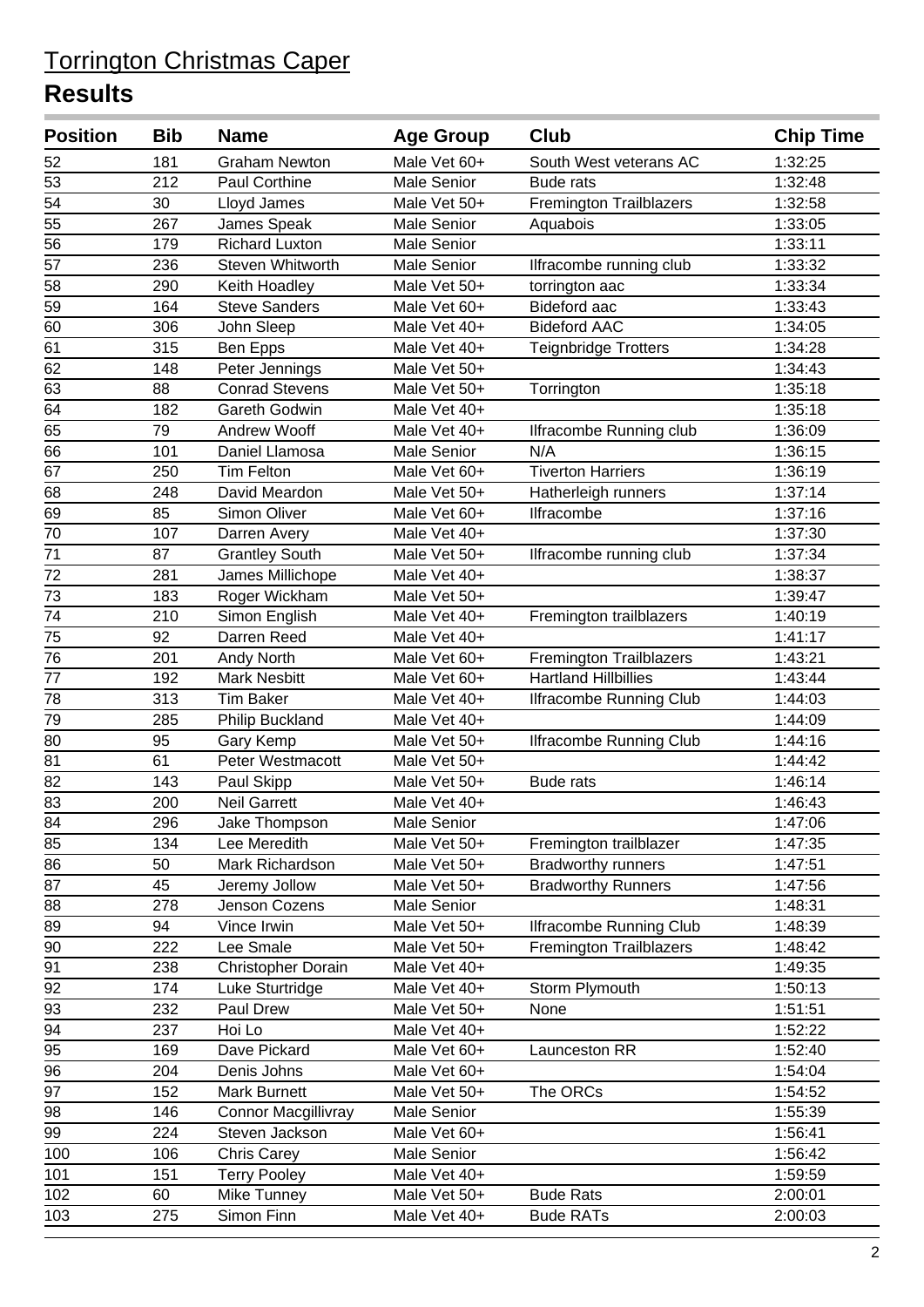# Torrington Christmas Caper

## Results

| Position | Bib | Name | Age Group | Club | Chip Time |
|---|---|---|---|---|---|
| 52 | 181 | Graham Newton | Male Vet 60+ | South West veterans AC | 1:32:25 |
| 53 | 212 | Paul Corthine | Male Senior | Bude rats | 1:32:48 |
| 54 | 30 | Lloyd James | Male Vet 50+ | Fremington Trailblazers | 1:32:58 |
| 55 | 267 | James Speak | Male Senior | Aquabois | 1:33:05 |
| 56 | 179 | Richard Luxton | Male Senior | | 1:33:11 |
| 57 | 236 | Steven Whitworth | Male Senior | Ilfracombe running club | 1:33:32 |
| 58 | 290 | Keith Hoadley | Male Vet 50+ | torrington aac | 1:33:34 |
| 59 | 164 | Steve Sanders | Male Vet 60+ | Bideford aac | 1:33:43 |
| 60 | 306 | John Sleep | Male Vet 40+ | Bideford AAC | 1:34:05 |
| 61 | 315 | Ben Epps | Male Vet 40+ | Teignbridge Trotters | 1:34:28 |
| 62 | 148 | Peter Jennings | Male Vet 50+ | | 1:34:43 |
| 63 | 88 | Conrad Stevens | Male Vet 50+ | Torrington | 1:35:18 |
| 64 | 182 | Gareth Godwin | Male Vet 40+ | | 1:35:18 |
| 65 | 79 | Andrew Wooff | Male Vet 40+ | Ilfracombe Running club | 1:36:09 |
| 66 | 101 | Daniel Llamosa | Male Senior | N/A | 1:36:15 |
| 67 | 250 | Tim Felton | Male Vet 60+ | Tiverton Harriers | 1:36:19 |
| 68 | 248 | David Meardon | Male Vet 50+ | Hatherleigh runners | 1:37:14 |
| 69 | 85 | Simon Oliver | Male Vet 60+ | Ilfracombe | 1:37:16 |
| 70 | 107 | Darren Avery | Male Vet 40+ | | 1:37:30 |
| 71 | 87 | Grantley South | Male Vet 50+ | Ilfracombe running club | 1:37:34 |
| 72 | 281 | James Millichope | Male Vet 40+ | | 1:38:37 |
| 73 | 183 | Roger Wickham | Male Vet 50+ | | 1:39:47 |
| 74 | 210 | Simon English | Male Vet 40+ | Fremington trailblazers | 1:40:19 |
| 75 | 92 | Darren Reed | Male Vet 40+ | | 1:41:17 |
| 76 | 201 | Andy North | Male Vet 60+ | Fremington Trailblazers | 1:43:21 |
| 77 | 192 | Mark Nesbitt | Male Vet 60+ | Hartland Hillbillies | 1:43:44 |
| 78 | 313 | Tim Baker | Male Vet 40+ | Ilfracombe Running Club | 1:44:03 |
| 79 | 285 | Philip Buckland | Male Vet 40+ | | 1:44:09 |
| 80 | 95 | Gary Kemp | Male Vet 50+ | Ilfracombe Running Club | 1:44:16 |
| 81 | 61 | Peter Westmacott | Male Vet 50+ | | 1:44:42 |
| 82 | 143 | Paul Skipp | Male Vet 50+ | Bude rats | 1:46:14 |
| 83 | 200 | Neil Garrett | Male Vet 40+ | | 1:46:43 |
| 84 | 296 | Jake Thompson | Male Senior | | 1:47:06 |
| 85 | 134 | Lee Meredith | Male Vet 50+ | Fremington trailblazer | 1:47:35 |
| 86 | 50 | Mark Richardson | Male Vet 50+ | Bradworthy runners | 1:47:51 |
| 87 | 45 | Jeremy Jollow | Male Vet 50+ | Bradworthy Runners | 1:47:56 |
| 88 | 278 | Jenson Cozens | Male Senior | | 1:48:31 |
| 89 | 94 | Vince Irwin | Male Vet 50+ | Ilfracombe Running Club | 1:48:39 |
| 90 | 222 | Lee Smale | Male Vet 50+ | Fremington Trailblazers | 1:48:42 |
| 91 | 238 | Christopher Dorain | Male Vet 40+ | | 1:49:35 |
| 92 | 174 | Luke Sturtridge | Male Vet 40+ | Storm Plymouth | 1:50:13 |
| 93 | 232 | Paul Drew | Male Vet 50+ | None | 1:51:51 |
| 94 | 237 | Hoi Lo | Male Vet 40+ | | 1:52:22 |
| 95 | 169 | Dave Pickard | Male Vet 60+ | Launceston RR | 1:52:40 |
| 96 | 204 | Denis Johns | Male Vet 60+ | | 1:54:04 |
| 97 | 152 | Mark Burnett | Male Vet 50+ | The ORCs | 1:54:52 |
| 98 | 146 | Connor Macgillivray | Male Senior | | 1:55:39 |
| 99 | 224 | Steven Jackson | Male Vet 60+ | | 1:56:41 |
| 100 | 106 | Chris Carey | Male Senior | | 1:56:42 |
| 101 | 151 | Terry Pooley | Male Vet 40+ | | 1:59:59 |
| 102 | 60 | Mike Tunney | Male Vet 50+ | Bude Rats | 2:00:01 |
| 103 | 275 | Simon Finn | Male Vet 40+ | Bude RATs | 2:00:03 |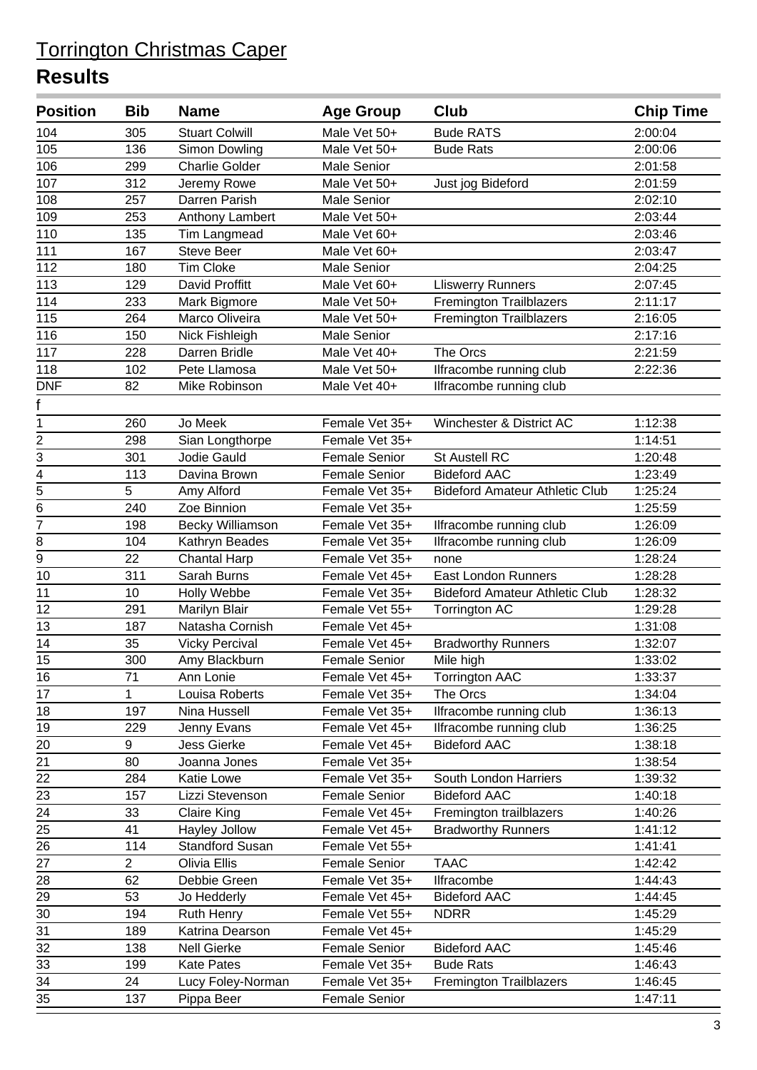# Torrington Christmas Caper

## Results

| Position | Bib | Name | Age Group | Club | Chip Time |
|---|---|---|---|---|---|
| 104 | 305 | Stuart Colwill | Male Vet 50+ | Bude RATS | 2:00:04 |
| 105 | 136 | Simon Dowling | Male Vet 50+ | Bude Rats | 2:00:06 |
| 106 | 299 | Charlie Golder | Male Senior | | 2:01:58 |
| 107 | 312 | Jeremy Rowe | Male Vet 50+ | Just jog Bideford | 2:01:59 |
| 108 | 257 | Darren Parish | Male Senior | | 2:02:10 |
| 109 | 253 | Anthony Lambert | Male Vet 50+ | | 2:03:44 |
| 110 | 135 | Tim Langmead | Male Vet 60+ | | 2:03:46 |
| 111 | 167 | Steve Beer | Male Vet 60+ | | 2:03:47 |
| 112 | 180 | Tim Cloke | Male Senior | | 2:04:25 |
| 113 | 129 | David Proffitt | Male Vet 60+ | Lliswerry Runners | 2:07:45 |
| 114 | 233 | Mark Bigmore | Male Vet 50+ | Fremington Trailblazers | 2:11:17 |
| 115 | 264 | Marco Oliveira | Male Vet 50+ | Fremington Trailblazers | 2:16:05 |
| 116 | 150 | Nick Fishleigh | Male Senior | | 2:17:16 |
| 117 | 228 | Darren Bridle | Male Vet 40+ | The Orcs | 2:21:59 |
| 118 | 102 | Pete Llamosa | Male Vet 50+ | Ilfracombe running club | 2:22:36 |
| DNF | 82 | Mike Robinson | Male Vet 40+ | Ilfracombe running club | |
| f | | | | | |
| 1 | 260 | Jo Meek | Female Vet 35+ | Winchester & District AC | 1:12:38 |
| 2 | 298 | Sian Longthorpe | Female Vet 35+ | | 1:14:51 |
| 3 | 301 | Jodie Gauld | Female Senior | St Austell RC | 1:20:48 |
| 4 | 113 | Davina Brown | Female Senior | Bideford AAC | 1:23:49 |
| 5 | 5 | Amy Alford | Female Vet 35+ | Bideford Amateur Athletic Club | 1:25:24 |
| 6 | 240 | Zoe Binnion | Female Vet 35+ | | 1:25:59 |
| 7 | 198 | Becky Williamson | Female Vet 35+ | Ilfracombe running club | 1:26:09 |
| 8 | 104 | Kathryn Beades | Female Vet 35+ | Ilfracombe running club | 1:26:09 |
| 9 | 22 | Chantal Harp | Female Vet 35+ | none | 1:28:24 |
| 10 | 311 | Sarah Burns | Female Vet 45+ | East London Runners | 1:28:28 |
| 11 | 10 | Holly Webbe | Female Vet 35+ | Bideford Amateur Athletic Club | 1:28:32 |
| 12 | 291 | Marilyn Blair | Female Vet 55+ | Torrington AC | 1:29:28 |
| 13 | 187 | Natasha Cornish | Female Vet 45+ | | 1:31:08 |
| 14 | 35 | Vicky Percival | Female Vet 45+ | Bradworthy Runners | 1:32:07 |
| 15 | 300 | Amy Blackburn | Female Senior | Mile high | 1:33:02 |
| 16 | 71 | Ann Lonie | Female Vet 45+ | Torrington AAC | 1:33:37 |
| 17 | 1 | Louisa Roberts | Female Vet 35+ | The Orcs | 1:34:04 |
| 18 | 197 | Nina Hussell | Female Vet 35+ | Ilfracombe running club | 1:36:13 |
| 19 | 229 | Jenny Evans | Female Vet 45+ | Ilfracombe running club | 1:36:25 |
| 20 | 9 | Jess Gierke | Female Vet 45+ | Bideford AAC | 1:38:18 |
| 21 | 80 | Joanna Jones | Female Vet 35+ | | 1:38:54 |
| 22 | 284 | Katie Lowe | Female Vet 35+ | South London Harriers | 1:39:32 |
| 23 | 157 | Lizzi Stevenson | Female Senior | Bideford AAC | 1:40:18 |
| 24 | 33 | Claire King | Female Vet 45+ | Fremington trailblazers | 1:40:26 |
| 25 | 41 | Hayley Jollow | Female Vet 45+ | Bradworthy Runners | 1:41:12 |
| 26 | 114 | Standford Susan | Female Vet 55+ | | 1:41:41 |
| 27 | 2 | Olivia Ellis | Female Senior | TAAC | 1:42:42 |
| 28 | 62 | Debbie Green | Female Vet 35+ | Ilfracombe | 1:44:43 |
| 29 | 53 | Jo Hedderly | Female Vet 45+ | Bideford AAC | 1:44:45 |
| 30 | 194 | Ruth Henry | Female Vet 55+ | NDRR | 1:45:29 |
| 31 | 189 | Katrina Dearson | Female Vet 45+ | | 1:45:29 |
| 32 | 138 | Nell Gierke | Female Senior | Bideford AAC | 1:45:46 |
| 33 | 199 | Kate Pates | Female Vet 35+ | Bude Rats | 1:46:43 |
| 34 | 24 | Lucy Foley-Norman | Female Vet 35+ | Fremington Trailblazers | 1:46:45 |
| 35 | 137 | Pippa Beer | Female Senior | | 1:47:11 |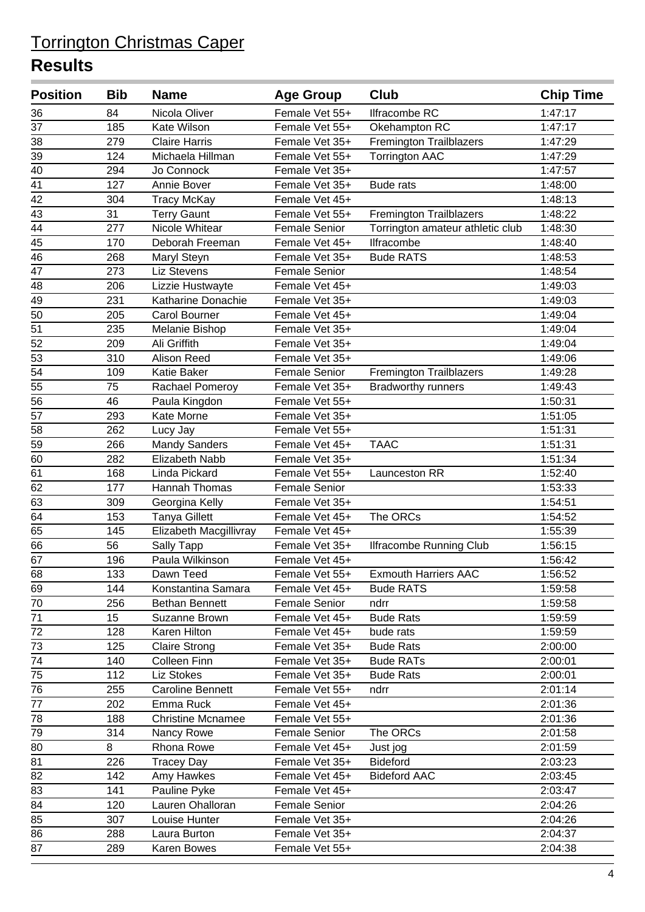# Torrington Christmas Caper

## Results

| Position | Bib | Name | Age Group | Club | Chip Time |
|---|---|---|---|---|---|
| 36 | 84 | Nicola Oliver | Female Vet 55+ | Ilfracombe RC | 1:47:17 |
| 37 | 185 | Kate Wilson | Female Vet 55+ | Okehampton RC | 1:47:17 |
| 38 | 279 | Claire Harris | Female Vet 35+ | Fremington Trailblazers | 1:47:29 |
| 39 | 124 | Michaela Hillman | Female Vet 55+ | Torrington AAC | 1:47:29 |
| 40 | 294 | Jo Connock | Female Vet 35+ | | 1:47:57 |
| 41 | 127 | Annie Bover | Female Vet 35+ | Bude rats | 1:48:00 |
| 42 | 304 | Tracy McKay | Female Vet 45+ | | 1:48:13 |
| 43 | 31 | Terry Gaunt | Female Vet 55+ | Fremington Trailblazers | 1:48:22 |
| 44 | 277 | Nicole Whitear | Female Senior | Torrington amateur athletic club | 1:48:30 |
| 45 | 170 | Deborah Freeman | Female Vet 45+ | Ilfracombe | 1:48:40 |
| 46 | 268 | Maryl Steyn | Female Vet 35+ | Bude RATS | 1:48:53 |
| 47 | 273 | Liz Stevens | Female Senior | | 1:48:54 |
| 48 | 206 | Lizzie Hustwayte | Female Vet 45+ | | 1:49:03 |
| 49 | 231 | Katharine Donachie | Female Vet 35+ | | 1:49:03 |
| 50 | 205 | Carol Bourner | Female Vet 45+ | | 1:49:04 |
| 51 | 235 | Melanie Bishop | Female Vet 35+ | | 1:49:04 |
| 52 | 209 | Ali Griffith | Female Vet 35+ | | 1:49:04 |
| 53 | 310 | Alison Reed | Female Vet 35+ | | 1:49:06 |
| 54 | 109 | Katie Baker | Female Senior | Fremington Trailblazers | 1:49:28 |
| 55 | 75 | Rachael Pomeroy | Female Vet 35+ | Bradworthy runners | 1:49:43 |
| 56 | 46 | Paula Kingdon | Female Vet 55+ | | 1:50:31 |
| 57 | 293 | Kate Morne | Female Vet 35+ | | 1:51:05 |
| 58 | 262 | Lucy Jay | Female Vet 55+ | | 1:51:31 |
| 59 | 266 | Mandy Sanders | Female Vet 45+ | TAAC | 1:51:31 |
| 60 | 282 | Elizabeth Nabb | Female Vet 35+ | | 1:51:34 |
| 61 | 168 | Linda Pickard | Female Vet 55+ | Launceston RR | 1:52:40 |
| 62 | 177 | Hannah Thomas | Female Senior | | 1:53:33 |
| 63 | 309 | Georgina Kelly | Female Vet 35+ | | 1:54:51 |
| 64 | 153 | Tanya Gillett | Female Vet 45+ | The ORCs | 1:54:52 |
| 65 | 145 | Elizabeth Macgillivray | Female Vet 45+ | | 1:55:39 |
| 66 | 56 | Sally Tapp | Female Vet 35+ | Ilfracombe Running Club | 1:56:15 |
| 67 | 196 | Paula Wilkinson | Female Vet 45+ | | 1:56:42 |
| 68 | 133 | Dawn Teed | Female Vet 55+ | Exmouth Harriers AAC | 1:56:52 |
| 69 | 144 | Konstantina Samara | Female Vet 45+ | Bude RATS | 1:59:58 |
| 70 | 256 | Bethan Bennett | Female Senior | ndrr | 1:59:58 |
| 71 | 15 | Suzanne Brown | Female Vet 45+ | Bude Rats | 1:59:59 |
| 72 | 128 | Karen Hilton | Female Vet 45+ | bude rats | 1:59:59 |
| 73 | 125 | Claire Strong | Female Vet 35+ | Bude Rats | 2:00:00 |
| 74 | 140 | Colleen Finn | Female Vet 35+ | Bude RATs | 2:00:01 |
| 75 | 112 | Liz Stokes | Female Vet 35+ | Bude Rats | 2:00:01 |
| 76 | 255 | Caroline Bennett | Female Vet 55+ | ndrr | 2:01:14 |
| 77 | 202 | Emma Ruck | Female Vet 45+ | | 2:01:36 |
| 78 | 188 | Christine Mcnamee | Female Vet 55+ | | 2:01:36 |
| 79 | 314 | Nancy Rowe | Female Senior | The ORCs | 2:01:58 |
| 80 | 8 | Rhona Rowe | Female Vet 45+ | Just jog | 2:01:59 |
| 81 | 226 | Tracey Day | Female Vet 35+ | Bideford | 2:03:23 |
| 82 | 142 | Amy Hawkes | Female Vet 45+ | Bideford AAC | 2:03:45 |
| 83 | 141 | Pauline Pyke | Female Vet 45+ | | 2:03:47 |
| 84 | 120 | Lauren Ohalloran | Female Senior | | 2:04:26 |
| 85 | 307 | Louise Hunter | Female Vet 35+ | | 2:04:26 |
| 86 | 288 | Laura Burton | Female Vet 35+ | | 2:04:37 |
| 87 | 289 | Karen Bowes | Female Vet 55+ | | 2:04:38 |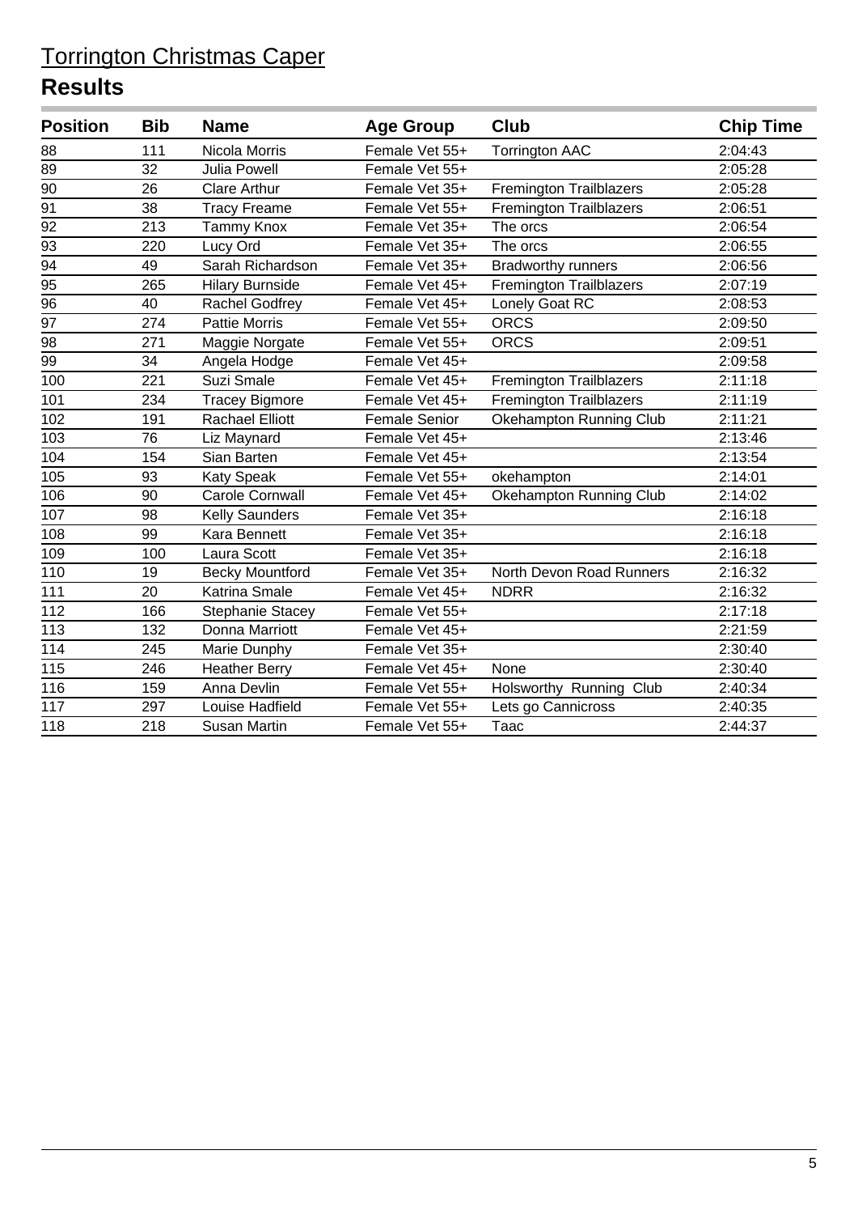## Torrington Christmas Caper

# Results

| Position | Bib | Name | Age Group | Club | Chip Time |
|---|---|---|---|---|---|
| 88 | 111 | Nicola Morris | Female Vet 55+ | Torrington AAC | 2:04:43 |
| 89 | 32 | Julia Powell | Female Vet 55+ | | 2:05:28 |
| 90 | 26 | Clare Arthur | Female Vet 35+ | Fremington Trailblazers | 2:05:28 |
| 91 | 38 | Tracy Freame | Female Vet 55+ | Fremington Trailblazers | 2:06:51 |
| 92 | 213 | Tammy Knox | Female Vet 35+ | The orcs | 2:06:54 |
| 93 | 220 | Lucy Ord | Female Vet 35+ | The orcs | 2:06:55 |
| 94 | 49 | Sarah Richardson | Female Vet 35+ | Bradworthy runners | 2:06:56 |
| 95 | 265 | Hilary Burnside | Female Vet 45+ | Fremington Trailblazers | 2:07:19 |
| 96 | 40 | Rachel Godfrey | Female Vet 45+ | Lonely Goat RC | 2:08:53 |
| 97 | 274 | Pattie Morris | Female Vet 55+ | ORCS | 2:09:50 |
| 98 | 271 | Maggie Norgate | Female Vet 55+ | ORCS | 2:09:51 |
| 99 | 34 | Angela Hodge | Female Vet 45+ | | 2:09:58 |
| 100 | 221 | Suzi Smale | Female Vet 45+ | Fremington Trailblazers | 2:11:18 |
| 101 | 234 | Tracey Bigmore | Female Vet 45+ | Fremington Trailblazers | 2:11:19 |
| 102 | 191 | Rachael Elliott | Female Senior | Okehampton Running Club | 2:11:21 |
| 103 | 76 | Liz Maynard | Female Vet 45+ | | 2:13:46 |
| 104 | 154 | Sian Barten | Female Vet 45+ | | 2:13:54 |
| 105 | 93 | Katy Speak | Female Vet 55+ | okehampton | 2:14:01 |
| 106 | 90 | Carole Cornwall | Female Vet 45+ | Okehampton Running Club | 2:14:02 |
| 107 | 98 | Kelly Saunders | Female Vet 35+ | | 2:16:18 |
| 108 | 99 | Kara Bennett | Female Vet 35+ | | 2:16:18 |
| 109 | 100 | Laura Scott | Female Vet 35+ | | 2:16:18 |
| 110 | 19 | Becky Mountford | Female Vet 35+ | North Devon Road Runners | 2:16:32 |
| 111 | 20 | Katrina Smale | Female Vet 45+ | NDRR | 2:16:32 |
| 112 | 166 | Stephanie Stacey | Female Vet 55+ | | 2:17:18 |
| 113 | 132 | Donna Marriott | Female Vet 45+ | | 2:21:59 |
| 114 | 245 | Marie Dunphy | Female Vet 35+ | | 2:30:40 |
| 115 | 246 | Heather Berry | Female Vet 45+ | None | 2:30:40 |
| 116 | 159 | Anna Devlin | Female Vet 55+ | Holsworthy Running Club | 2:40:34 |
| 117 | 297 | Louise Hadfield | Female Vet 55+ | Lets go Cannicross | 2:40:35 |
| 118 | 218 | Susan Martin | Female Vet 55+ | Taac | 2:44:37 |